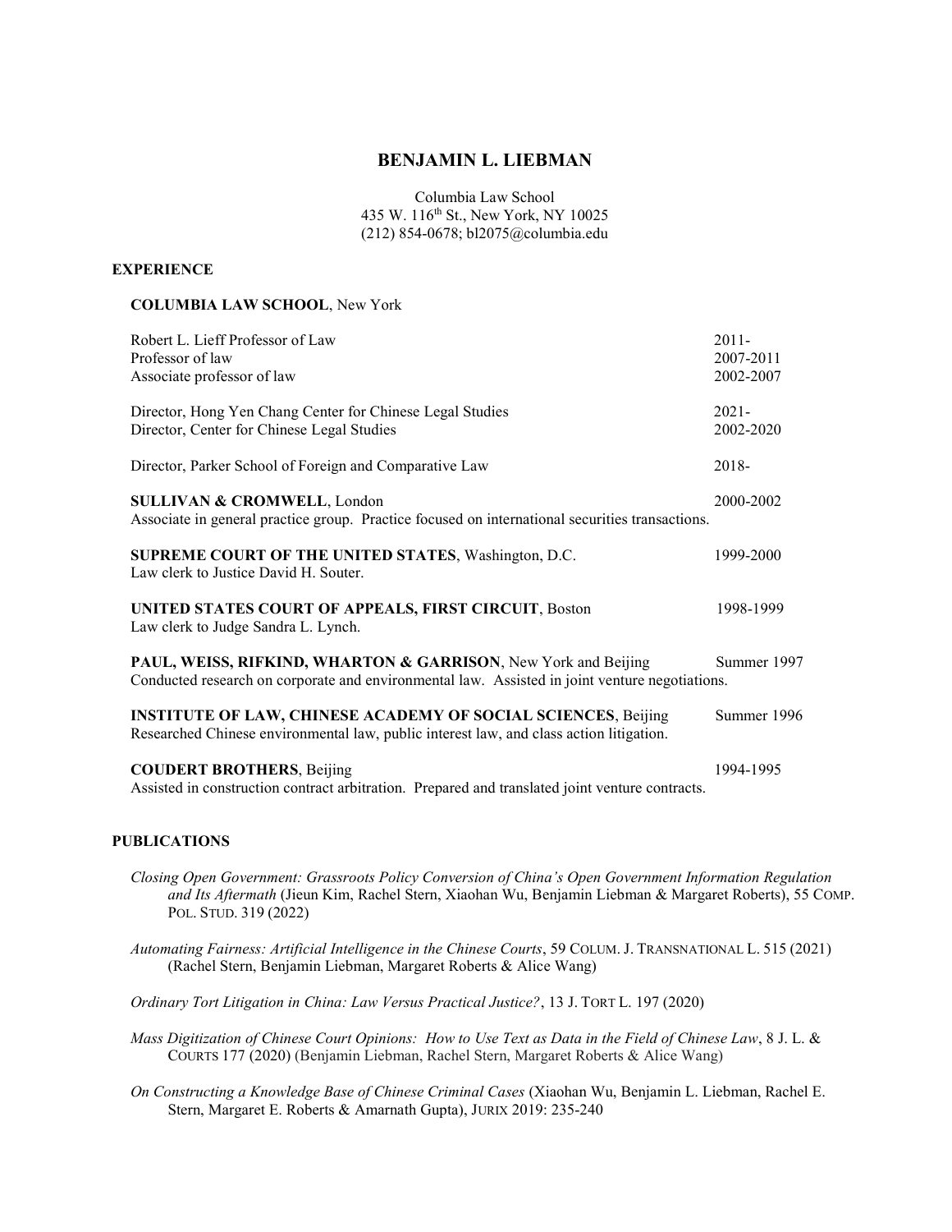# BENJAMIN L. LIEBMAN

Columbia Law School
435 W. 116th St., New York, NY 10025
(212) 854-0678; bl2075@columbia.edu

## EXPERIENCE

**COLUMBIA LAW SCHOOL**, New York

| | |
|---|---|
| Robert L. Lieff Professor of Law | 2011- |
| Professor of law | 2007-2011 |
| Associate professor of law | 2002-2007 |
| Director, Hong Yen Chang Center for Chinese Legal Studies | 2021- |
| Director, Center for Chinese Legal Studies | 2002-2020 |
| Director, Parker School of Foreign and Comparative Law | 2018- |

**SULLIVAN & CROMWELL**, London — 2000-2002
Associate in general practice group. Practice focused on international securities transactions.

**SUPREME COURT OF THE UNITED STATES**, Washington, D.C. — 1999-2000
Law clerk to Justice David H. Souter.

**UNITED STATES COURT OF APPEALS, FIRST CIRCUIT**, Boston — 1998-1999
Law clerk to Judge Sandra L. Lynch.

**PAUL, WEISS, RIFKIND, WHARTON & GARRISON**, New York and Beijing — Summer 1997
Conducted research on corporate and environmental law. Assisted in joint venture negotiations.

**INSTITUTE OF LAW, CHINESE ACADEMY OF SOCIAL SCIENCES**, Beijing — Summer 1996
Researched Chinese environmental law, public interest law, and class action litigation.

**COUDERT BROTHERS**, Beijing — 1994-1995
Assisted in construction contract arbitration. Prepared and translated joint venture contracts.

## PUBLICATIONS

*Closing Open Government: Grassroots Policy Conversion of China's Open Government Information Regulation and Its Aftermath* (Jieun Kim, Rachel Stern, Xiaohan Wu, Benjamin Liebman & Margaret Roberts), 55 COMP. POL. STUD. 319 (2022)

*Automating Fairness: Artificial Intelligence in the Chinese Courts*, 59 COLUM. J. TRANSNATIONAL L. 515 (2021) (Rachel Stern, Benjamin Liebman, Margaret Roberts & Alice Wang)

*Ordinary Tort Litigation in China: Law Versus Practical Justice?*, 13 J. TORT L. 197 (2020)

*Mass Digitization of Chinese Court Opinions: How to Use Text as Data in the Field of Chinese Law*, 8 J. L. & COURTS 177 (2020) (Benjamin Liebman, Rachel Stern, Margaret Roberts & Alice Wang)

*On Constructing a Knowledge Base of Chinese Criminal Cases* (Xiaohan Wu, Benjamin L. Liebman, Rachel E. Stern, Margaret E. Roberts & Amarnath Gupta), JURIX 2019: 235-240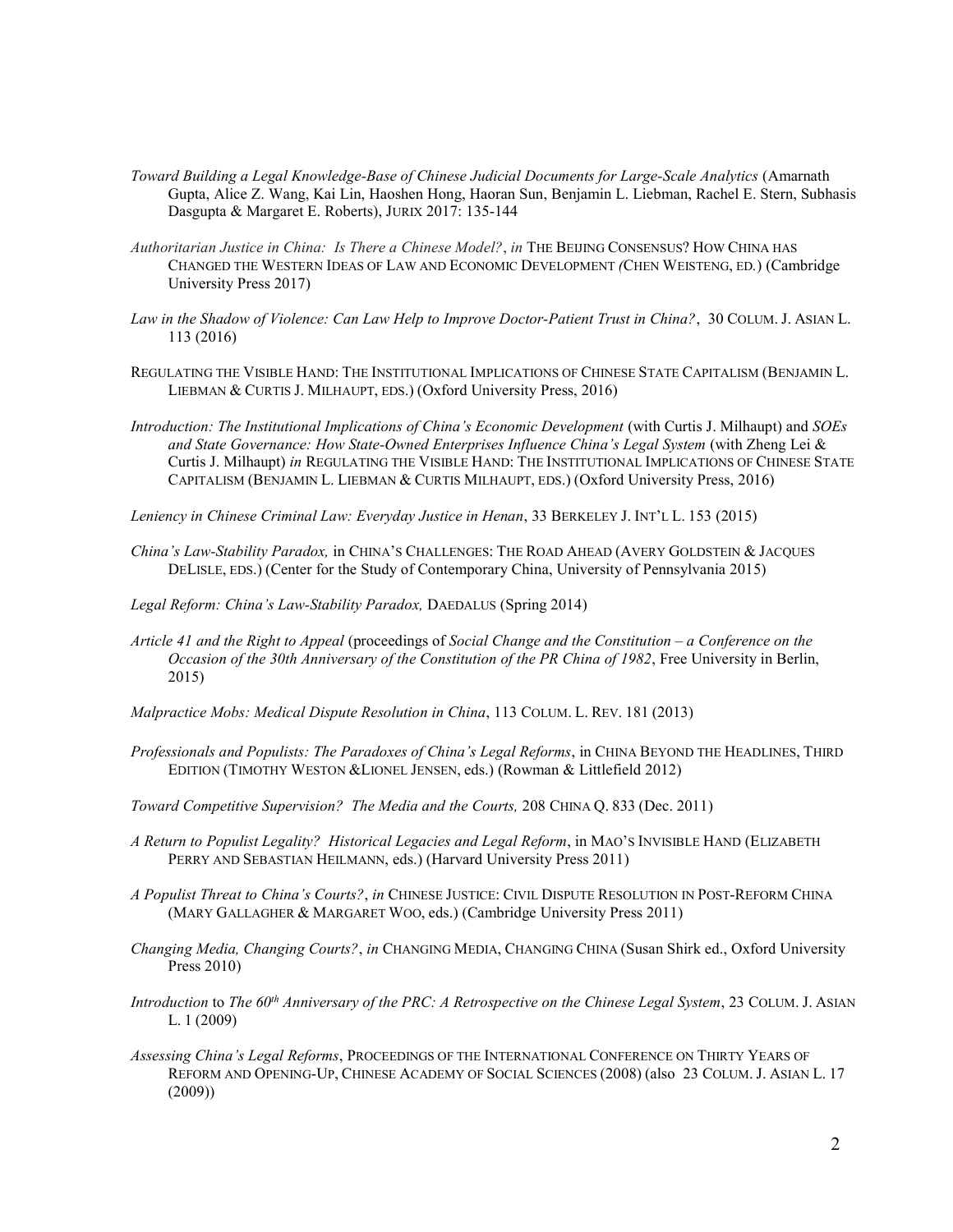*Toward Building a Legal Knowledge-Base of Chinese Judicial Documents for Large-Scale Analytics* (Amarnath Gupta, Alice Z. Wang, Kai Lin, Haoshen Hong, Haoran Sun, Benjamin L. Liebman, Rachel E. Stern, Subhasis Dasgupta & Margaret E. Roberts), JURIX 2017: 135-144

*Authoritarian Justice in China: Is There a Chinese Model?*, *in* THE BEIJING CONSENSUS? HOW CHINA HAS CHANGED THE WESTERN IDEAS OF LAW AND ECONOMIC DEVELOPMENT *(*CHEN WEISTENG, ED.) (Cambridge University Press 2017)

*Law in the Shadow of Violence: Can Law Help to Improve Doctor-Patient Trust in China?*, 30 COLUM. J. ASIAN L. 113 (2016)

REGULATING THE VISIBLE HAND: THE INSTITUTIONAL IMPLICATIONS OF CHINESE STATE CAPITALISM (BENJAMIN L. LIEBMAN & CURTIS J. MILHAUPT, EDS.) (Oxford University Press, 2016)

*Introduction: The Institutional Implications of China's Economic Development* (with Curtis J. Milhaupt) and *SOEs and State Governance: How State-Owned Enterprises Influence China's Legal System* (with Zheng Lei & Curtis J. Milhaupt) *in* REGULATING THE VISIBLE HAND: THE INSTITUTIONAL IMPLICATIONS OF CHINESE STATE CAPITALISM (BENJAMIN L. LIEBMAN & CURTIS MILHAUPT, EDS.) (Oxford University Press, 2016)

*Leniency in Chinese Criminal Law: Everyday Justice in Henan*, 33 BERKELEY J. INT'L L. 153 (2015)

*China's Law-Stability Paradox,* in CHINA'S CHALLENGES: THE ROAD AHEAD (AVERY GOLDSTEIN & JACQUES DELISLE, EDS.) (Center for the Study of Contemporary China, University of Pennsylvania 2015)

*Legal Reform: China's Law-Stability Paradox,* DAEDALUS (Spring 2014)

*Article 41 and the Right to Appeal* (proceedings of *Social Change and the Constitution – a Conference on the Occasion of the 30th Anniversary of the Constitution of the PR China of 1982*, Free University in Berlin, 2015)

*Malpractice Mobs: Medical Dispute Resolution in China*, 113 COLUM. L. REV. 181 (2013)

*Professionals and Populists: The Paradoxes of China's Legal Reforms*, in CHINA BEYOND THE HEADLINES, THIRD EDITION (TIMOTHY WESTON &LIONEL JENSEN, eds.) (Rowman & Littlefield 2012)

*Toward Competitive Supervision? The Media and the Courts,* 208 CHINA Q. 833 (Dec. 2011)

*A Return to Populist Legality? Historical Legacies and Legal Reform*, in MAO'S INVISIBLE HAND (ELIZABETH PERRY AND SEBASTIAN HEILMANN, eds.) (Harvard University Press 2011)

*A Populist Threat to China's Courts?*, *in* CHINESE JUSTICE: CIVIL DISPUTE RESOLUTION IN POST-REFORM CHINA (MARY GALLAGHER & MARGARET WOO, eds.) (Cambridge University Press 2011)

*Changing Media, Changing Courts?*, *in* CHANGING MEDIA, CHANGING CHINA (Susan Shirk ed., Oxford University Press 2010)

*Introduction* to *The 60th Anniversary of the PRC: A Retrospective on the Chinese Legal System*, 23 COLUM. J. ASIAN L. 1 (2009)

*Assessing China's Legal Reforms*, PROCEEDINGS OF THE INTERNATIONAL CONFERENCE ON THIRTY YEARS OF REFORM AND OPENING-UP, CHINESE ACADEMY OF SOCIAL SCIENCES (2008) (also 23 COLUM. J. ASIAN L. 17 (2009))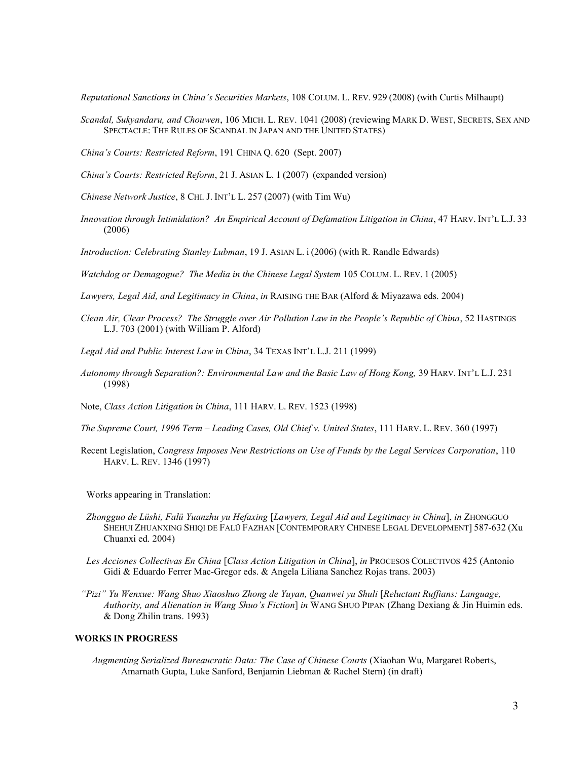*Reputational Sanctions in China's Securities Markets*, 108 COLUM. L. REV. 929 (2008) (with Curtis Milhaupt)

*Scandal, Sukyandaru, and Chouwen*, 106 MICH. L. REV. 1041 (2008) (reviewing MARK D. WEST, SECRETS, SEX AND SPECTACLE: THE RULES OF SCANDAL IN JAPAN AND THE UNITED STATES)

*China's Courts: Restricted Reform*, 191 CHINA Q. 620 (Sept. 2007)

*China's Courts: Restricted Reform*, 21 J. ASIAN L. 1 (2007) (expanded version)

*Chinese Network Justice*, 8 CHI. J. INT'L L. 257 (2007) (with Tim Wu)

*Innovation through Intimidation? An Empirical Account of Defamation Litigation in China*, 47 HARV. INT'L L.J. 33 (2006)

*Introduction: Celebrating Stanley Lubman*, 19 J. ASIAN L. i (2006) (with R. Randle Edwards)

*Watchdog or Demagogue? The Media in the Chinese Legal System* 105 COLUM. L. REV. 1 (2005)

*Lawyers, Legal Aid, and Legitimacy in China*, *in* RAISING THE BAR (Alford & Miyazawa eds. 2004)

*Clean Air, Clear Process? The Struggle over Air Pollution Law in the People's Republic of China*, 52 HASTINGS L.J. 703 (2001) (with William P. Alford)

*Legal Aid and Public Interest Law in China*, 34 TEXAS INT'L L.J. 211 (1999)

*Autonomy through Separation?: Environmental Law and the Basic Law of Hong Kong,* 39 HARV. INT'L L.J. 231 (1998)

Note, *Class Action Litigation in China*, 111 HARV. L. REV. 1523 (1998)

*The Supreme Court, 1996 Term – Leading Cases, Old Chief v. United States*, 111 HARV. L. REV. 360 (1997)

Recent Legislation, *Congress Imposes New Restrictions on Use of Funds by the Legal Services Corporation*, 110 HARV. L. REV. 1346 (1997)

Works appearing in Translation:

*Zhongguo de Lüshi, Falü Yuanzhu yu Hefaxing* [*Lawyers, Legal Aid and Legitimacy in China*], *in* ZHONGGUO SHEHUI ZHUANXING SHIQI DE FALÜ FAZHAN [CONTEMPORARY CHINESE LEGAL DEVELOPMENT] 587-632 (Xu Chuanxi ed. 2004)

*Les Acciones Collectivas En China* [*Class Action Litigation in China*], *in* PROCESOS COLECTIVOS 425 (Antonio Gidi & Eduardo Ferrer Mac-Gregor eds. & Angela Liliana Sanchez Rojas trans. 2003)

*"Pizi" Yu Wenxue: Wang Shuo Xiaoshuo Zhong de Yuyan, Quanwei yu Shuli* [*Reluctant Ruffians: Language, Authority, and Alienation in Wang Shuo's Fiction*] *in* WANG SHUO PIPAN (Zhang Dexiang & Jin Huimin eds. & Dong Zhilin trans. 1993)

## WORKS IN PROGRESS

*Augmenting Serialized Bureaucratic Data: The Case of Chinese Courts* (Xiaohan Wu, Margaret Roberts, Amarnath Gupta, Luke Sanford, Benjamin Liebman & Rachel Stern) (in draft)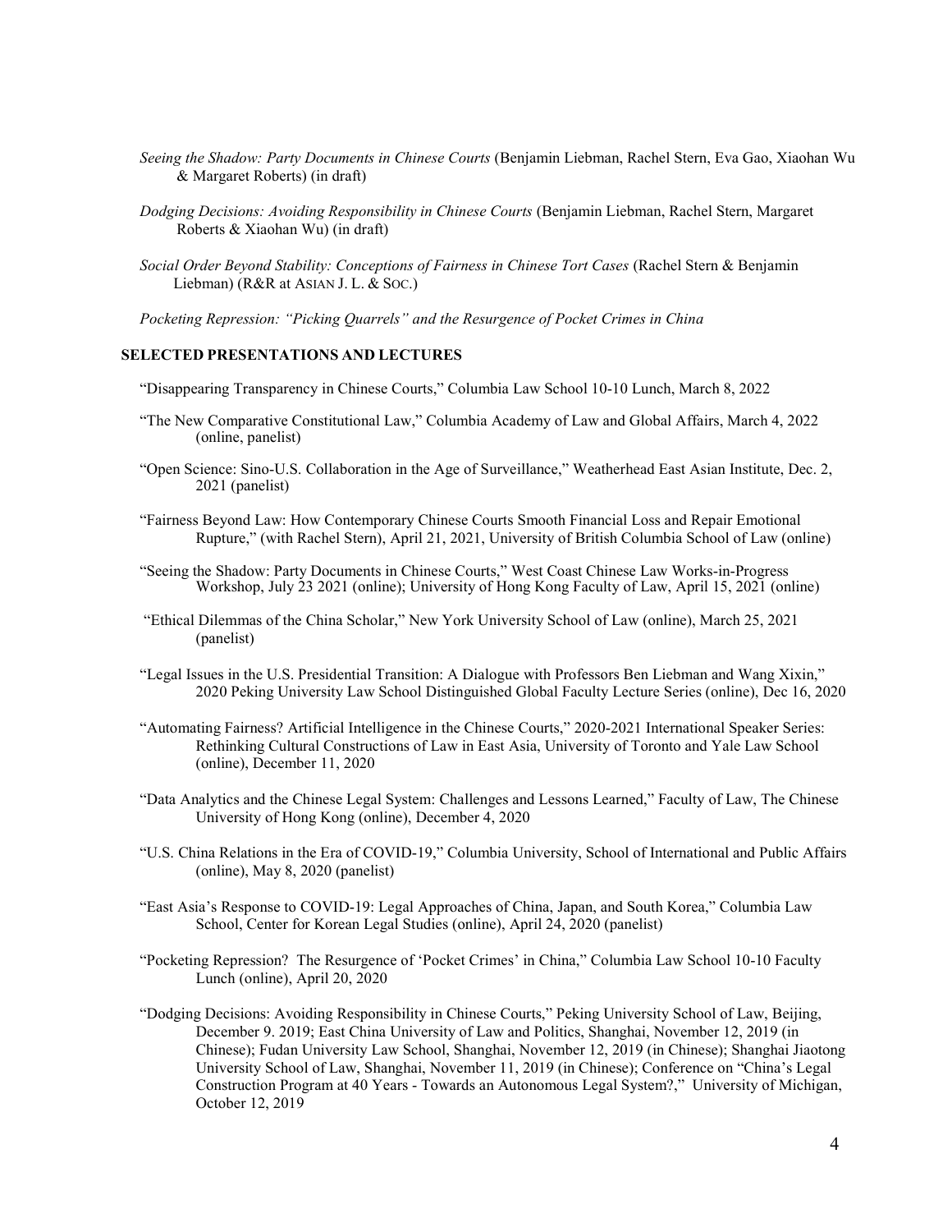*Seeing the Shadow: Party Documents in Chinese Courts* (Benjamin Liebman, Rachel Stern, Eva Gao, Xiaohan Wu & Margaret Roberts) (in draft)

*Dodging Decisions: Avoiding Responsibility in Chinese Courts* (Benjamin Liebman, Rachel Stern, Margaret Roberts & Xiaohan Wu) (in draft)

*Social Order Beyond Stability: Conceptions of Fairness in Chinese Tort Cases* (Rachel Stern & Benjamin Liebman) (R&R at ASIAN J. L. & SOC.)

*Pocketing Repression: "Picking Quarrels" and the Resurgence of Pocket Crimes in China*

## SELECTED PRESENTATIONS AND LECTURES

"Disappearing Transparency in Chinese Courts," Columbia Law School 10-10 Lunch, March 8, 2022

"The New Comparative Constitutional Law," Columbia Academy of Law and Global Affairs, March 4, 2022 (online, panelist)

"Open Science: Sino-U.S. Collaboration in the Age of Surveillance," Weatherhead East Asian Institute, Dec. 2, 2021 (panelist)

"Fairness Beyond Law: How Contemporary Chinese Courts Smooth Financial Loss and Repair Emotional Rupture," (with Rachel Stern), April 21, 2021, University of British Columbia School of Law (online)

"Seeing the Shadow: Party Documents in Chinese Courts," West Coast Chinese Law Works-in-Progress Workshop, July 23 2021 (online); University of Hong Kong Faculty of Law, April 15, 2021 (online)

"Ethical Dilemmas of the China Scholar," New York University School of Law (online), March 25, 2021 (panelist)

"Legal Issues in the U.S. Presidential Transition: A Dialogue with Professors Ben Liebman and Wang Xixin," 2020 Peking University Law School Distinguished Global Faculty Lecture Series (online), Dec 16, 2020

"Automating Fairness? Artificial Intelligence in the Chinese Courts," 2020-2021 International Speaker Series: Rethinking Cultural Constructions of Law in East Asia, University of Toronto and Yale Law School (online), December 11, 2020

"Data Analytics and the Chinese Legal System: Challenges and Lessons Learned," Faculty of Law, The Chinese University of Hong Kong (online), December 4, 2020

"U.S. China Relations in the Era of COVID-19," Columbia University, School of International and Public Affairs (online), May 8, 2020 (panelist)

"East Asia's Response to COVID-19: Legal Approaches of China, Japan, and South Korea," Columbia Law School, Center for Korean Legal Studies (online), April 24, 2020 (panelist)

"Pocketing Repression? The Resurgence of 'Pocket Crimes' in China," Columbia Law School 10-10 Faculty Lunch (online), April 20, 2020

"Dodging Decisions: Avoiding Responsibility in Chinese Courts," Peking University School of Law, Beijing, December 9. 2019; East China University of Law and Politics, Shanghai, November 12, 2019 (in Chinese); Fudan University Law School, Shanghai, November 12, 2019 (in Chinese); Shanghai Jiaotong University School of Law, Shanghai, November 11, 2019 (in Chinese); Conference on "China's Legal Construction Program at 40 Years - Towards an Autonomous Legal System?," University of Michigan, October 12, 2019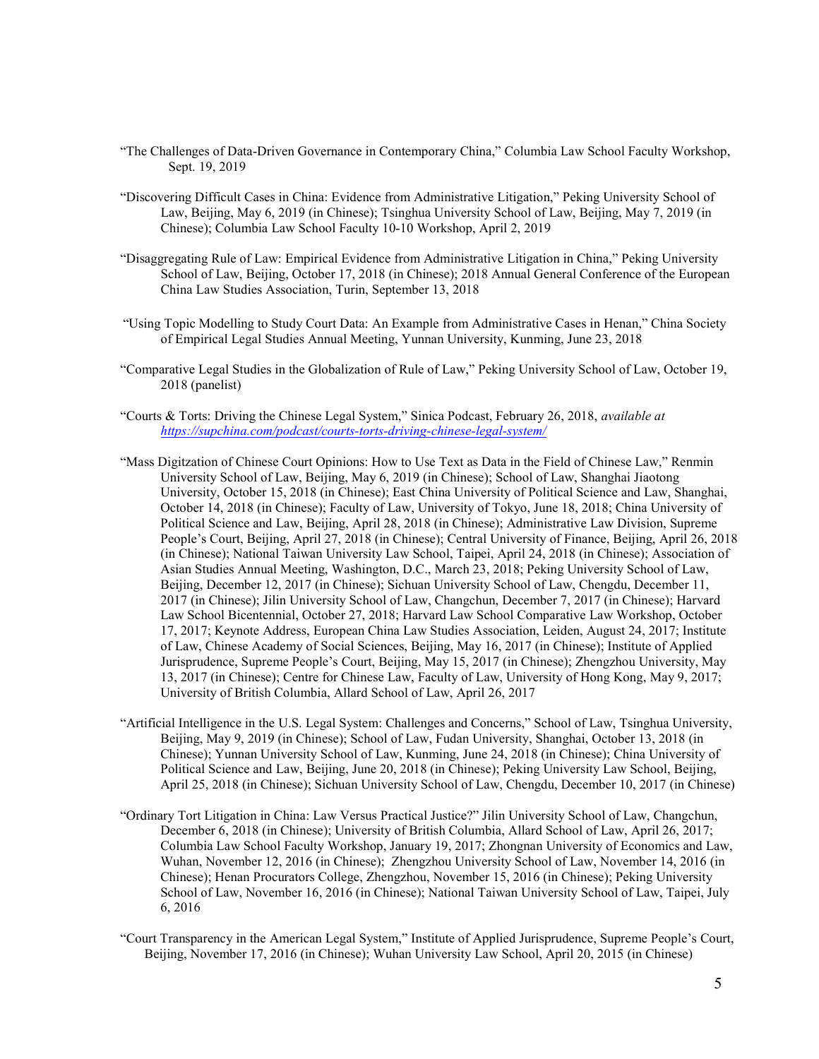"The Challenges of Data-Driven Governance in Contemporary China," Columbia Law School Faculty Workshop, Sept. 19, 2019

"Discovering Difficult Cases in China: Evidence from Administrative Litigation," Peking University School of Law, Beijing, May 6, 2019 (in Chinese); Tsinghua University School of Law, Beijing, May 7, 2019 (in Chinese); Columbia Law School Faculty 10-10 Workshop, April 2, 2019

"Disaggregating Rule of Law: Empirical Evidence from Administrative Litigation in China," Peking University School of Law, Beijing, October 17, 2018 (in Chinese); 2018 Annual General Conference of the European China Law Studies Association, Turin, September 13, 2018

"Using Topic Modelling to Study Court Data: An Example from Administrative Cases in Henan," China Society of Empirical Legal Studies Annual Meeting, Yunnan University, Kunming, June 23, 2018

"Comparative Legal Studies in the Globalization of Rule of Law," Peking University School of Law, October 19, 2018 (panelist)

"Courts & Torts: Driving the Chinese Legal System," Sinica Podcast, February 26, 2018, *available at [https://supchina.com/podcast/courts-torts-driving-chinese-legal-system/](https://supchina.com/podcast/courts-torts-driving-chinese-legal-system/)*

"Mass Digitzation of Chinese Court Opinions: How to Use Text as Data in the Field of Chinese Law," Renmin University School of Law, Beijing, May 6, 2019 (in Chinese); School of Law, Shanghai Jiaotong University, October 15, 2018 (in Chinese); East China University of Political Science and Law, Shanghai, October 14, 2018 (in Chinese); Faculty of Law, University of Tokyo, June 18, 2018; China University of Political Science and Law, Beijing, April 28, 2018 (in Chinese); Administrative Law Division, Supreme People's Court, Beijing, April 27, 2018 (in Chinese); Central University of Finance, Beijing, April 26, 2018 (in Chinese); National Taiwan University Law School, Taipei, April 24, 2018 (in Chinese); Association of Asian Studies Annual Meeting, Washington, D.C., March 23, 2018; Peking University School of Law, Beijing, December 12, 2017 (in Chinese); Sichuan University School of Law, Chengdu, December 11, 2017 (in Chinese); Jilin University School of Law, Changchun, December 7, 2017 (in Chinese); Harvard Law School Bicentennial, October 27, 2018; Harvard Law School Comparative Law Workshop, October 17, 2017; Keynote Address, European China Law Studies Association, Leiden, August 24, 2017; Institute of Law, Chinese Academy of Social Sciences, Beijing, May 16, 2017 (in Chinese); Institute of Applied Jurisprudence, Supreme People's Court, Beijing, May 15, 2017 (in Chinese); Zhengzhou University, May 13, 2017 (in Chinese); Centre for Chinese Law, Faculty of Law, University of Hong Kong, May 9, 2017; University of British Columbia, Allard School of Law, April 26, 2017

"Artificial Intelligence in the U.S. Legal System: Challenges and Concerns," School of Law, Tsinghua University, Beijing, May 9, 2019 (in Chinese); School of Law, Fudan University, Shanghai, October 13, 2018 (in Chinese); Yunnan University School of Law, Kunming, June 24, 2018 (in Chinese); China University of Political Science and Law, Beijing, June 20, 2018 (in Chinese); Peking University Law School, Beijing, April 25, 2018 (in Chinese); Sichuan University School of Law, Chengdu, December 10, 2017 (in Chinese)

"Ordinary Tort Litigation in China: Law Versus Practical Justice?" Jilin University School of Law, Changchun, December 6, 2018 (in Chinese); University of British Columbia, Allard School of Law, April 26, 2017; Columbia Law School Faculty Workshop, January 19, 2017; Zhongnan University of Economics and Law, Wuhan, November 12, 2016 (in Chinese); Zhengzhou University School of Law, November 14, 2016 (in Chinese); Henan Procurators College, Zhengzhou, November 15, 2016 (in Chinese); Peking University School of Law, November 16, 2016 (in Chinese); National Taiwan University School of Law, Taipei, July 6, 2016

"Court Transparency in the American Legal System," Institute of Applied Jurisprudence, Supreme People's Court, Beijing, November 17, 2016 (in Chinese); Wuhan University Law School, April 20, 2015 (in Chinese)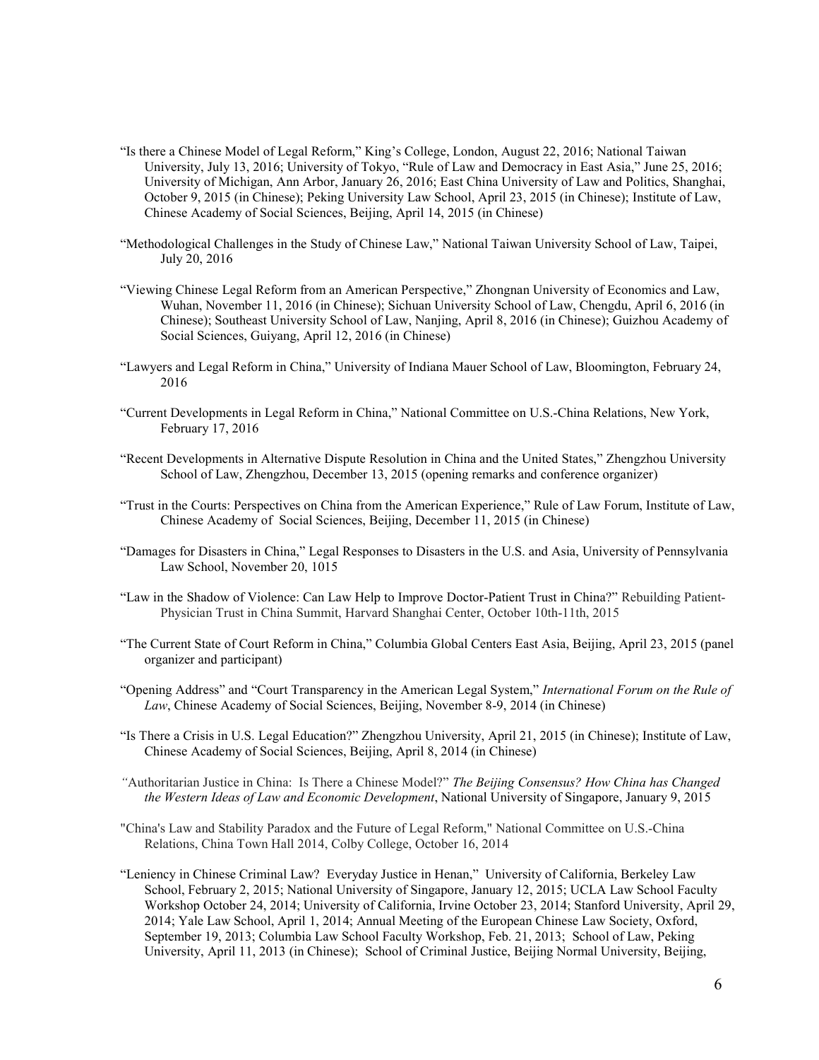"Is there a Chinese Model of Legal Reform," King's College, London, August 22, 2016; National Taiwan University, July 13, 2016; University of Tokyo, "Rule of Law and Democracy in East Asia," June 25, 2016; University of Michigan, Ann Arbor, January 26, 2016; East China University of Law and Politics, Shanghai, October 9, 2015 (in Chinese); Peking University Law School, April 23, 2015 (in Chinese); Institute of Law, Chinese Academy of Social Sciences, Beijing, April 14, 2015 (in Chinese)

"Methodological Challenges in the Study of Chinese Law," National Taiwan University School of Law, Taipei, July 20, 2016

"Viewing Chinese Legal Reform from an American Perspective," Zhongnan University of Economics and Law, Wuhan, November 11, 2016 (in Chinese); Sichuan University School of Law, Chengdu, April 6, 2016 (in Chinese); Southeast University School of Law, Nanjing, April 8, 2016 (in Chinese); Guizhou Academy of Social Sciences, Guiyang, April 12, 2016 (in Chinese)

"Lawyers and Legal Reform in China," University of Indiana Mauer School of Law, Bloomington, February 24, 2016

"Current Developments in Legal Reform in China," National Committee on U.S.-China Relations, New York, February 17, 2016

"Recent Developments in Alternative Dispute Resolution in China and the United States," Zhengzhou University School of Law, Zhengzhou, December 13, 2015 (opening remarks and conference organizer)

"Trust in the Courts: Perspectives on China from the American Experience," Rule of Law Forum, Institute of Law, Chinese Academy of Social Sciences, Beijing, December 11, 2015 (in Chinese)

"Damages for Disasters in China," Legal Responses to Disasters in the U.S. and Asia, University of Pennsylvania Law School, November 20, 1015

"Law in the Shadow of Violence: Can Law Help to Improve Doctor-Patient Trust in China?" Rebuilding Patient-Physician Trust in China Summit, Harvard Shanghai Center, October 10th-11th, 2015

"The Current State of Court Reform in China," Columbia Global Centers East Asia, Beijing, April 23, 2015 (panel organizer and participant)

"Opening Address" and "Court Transparency in the American Legal System," *International Forum on the Rule of Law*, Chinese Academy of Social Sciences, Beijing, November 8-9, 2014 (in Chinese)

"Is There a Crisis in U.S. Legal Education?" Zhengzhou University, April 21, 2015 (in Chinese); Institute of Law, Chinese Academy of Social Sciences, Beijing, April 8, 2014 (in Chinese)

"Authoritarian Justice in China: Is There a Chinese Model?" *The Beijing Consensus? How China has Changed the Western Ideas of Law and Economic Development*, National University of Singapore, January 9, 2015

"China's Law and Stability Paradox and the Future of Legal Reform," National Committee on U.S.-China Relations, China Town Hall 2014, Colby College, October 16, 2014

"Leniency in Chinese Criminal Law? Everyday Justice in Henan," University of California, Berkeley Law School, February 2, 2015; National University of Singapore, January 12, 2015; UCLA Law School Faculty Workshop October 24, 2014; University of California, Irvine October 23, 2014; Stanford University, April 29, 2014; Yale Law School, April 1, 2014; Annual Meeting of the European Chinese Law Society, Oxford, September 19, 2013; Columbia Law School Faculty Workshop, Feb. 21, 2013; School of Law, Peking University, April 11, 2013 (in Chinese); School of Criminal Justice, Beijing Normal University, Beijing,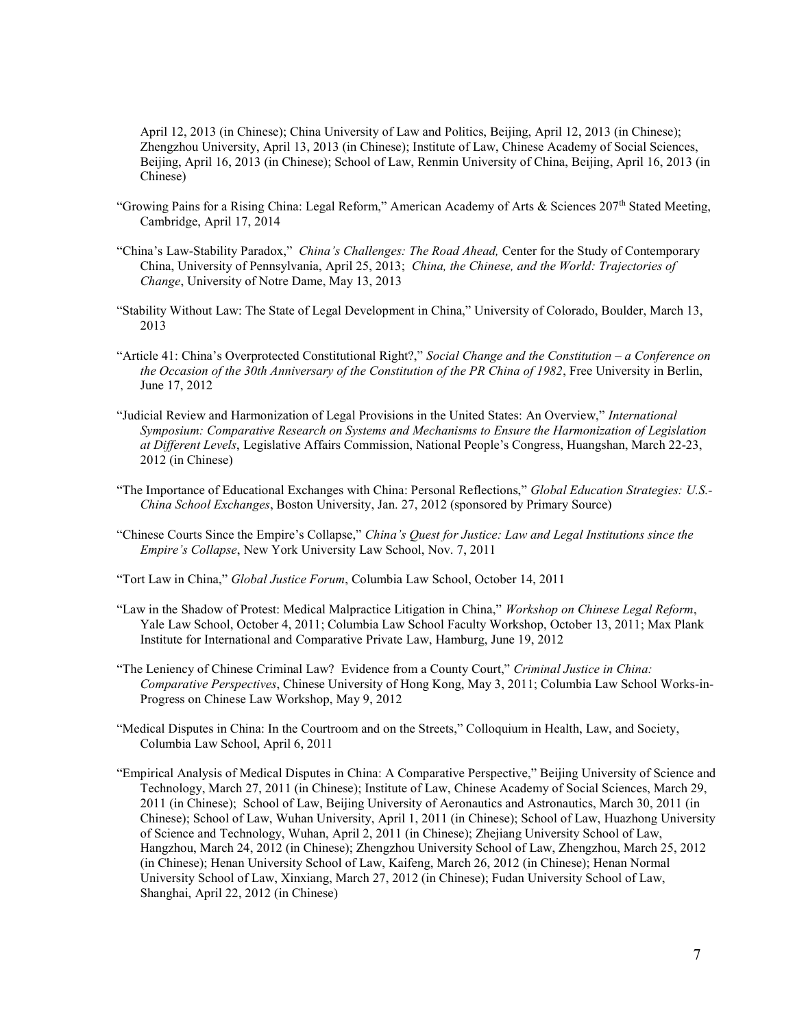April 12, 2013 (in Chinese); China University of Law and Politics, Beijing, April 12, 2013 (in Chinese); Zhengzhou University, April 13, 2013 (in Chinese); Institute of Law, Chinese Academy of Social Sciences, Beijing, April 16, 2013 (in Chinese); School of Law, Renmin University of China, Beijing, April 16, 2013 (in Chinese)

"Growing Pains for a Rising China: Legal Reform," American Academy of Arts & Sciences 207th Stated Meeting, Cambridge, April 17, 2014

"China's Law-Stability Paradox," *China's Challenges: The Road Ahead,* Center for the Study of Contemporary China, University of Pennsylvania, April 25, 2013; *China, the Chinese, and the World: Trajectories of Change*, University of Notre Dame, May 13, 2013

"Stability Without Law: The State of Legal Development in China," University of Colorado, Boulder, March 13, 2013

"Article 41: China's Overprotected Constitutional Right?," *Social Change and the Constitution – a Conference on the Occasion of the 30th Anniversary of the Constitution of the PR China of 1982*, Free University in Berlin, June 17, 2012

"Judicial Review and Harmonization of Legal Provisions in the United States: An Overview," *International Symposium: Comparative Research on Systems and Mechanisms to Ensure the Harmonization of Legislation at Different Levels*, Legislative Affairs Commission, National People's Congress, Huangshan, March 22-23, 2012 (in Chinese)

"The Importance of Educational Exchanges with China: Personal Reflections," *Global Education Strategies: U.S.-China School Exchanges*, Boston University, Jan. 27, 2012 (sponsored by Primary Source)

"Chinese Courts Since the Empire's Collapse," *China's Quest for Justice: Law and Legal Institutions since the Empire's Collapse*, New York University Law School, Nov. 7, 2011

"Tort Law in China," *Global Justice Forum*, Columbia Law School, October 14, 2011

"Law in the Shadow of Protest: Medical Malpractice Litigation in China," *Workshop on Chinese Legal Reform*, Yale Law School, October 4, 2011; Columbia Law School Faculty Workshop, October 13, 2011; Max Plank Institute for International and Comparative Private Law, Hamburg, June 19, 2012

"The Leniency of Chinese Criminal Law? Evidence from a County Court," *Criminal Justice in China: Comparative Perspectives*, Chinese University of Hong Kong, May 3, 2011; Columbia Law School Works-in-Progress on Chinese Law Workshop, May 9, 2012

"Medical Disputes in China: In the Courtroom and on the Streets," Colloquium in Health, Law, and Society, Columbia Law School, April 6, 2011

"Empirical Analysis of Medical Disputes in China: A Comparative Perspective," Beijing University of Science and Technology, March 27, 2011 (in Chinese); Institute of Law, Chinese Academy of Social Sciences, March 29, 2011 (in Chinese); School of Law, Beijing University of Aeronautics and Astronautics, March 30, 2011 (in Chinese); School of Law, Wuhan University, April 1, 2011 (in Chinese); School of Law, Huazhong University of Science and Technology, Wuhan, April 2, 2011 (in Chinese); Zhejiang University School of Law, Hangzhou, March 24, 2012 (in Chinese); Zhengzhou University School of Law, Zhengzhou, March 25, 2012 (in Chinese); Henan University School of Law, Kaifeng, March 26, 2012 (in Chinese); Henan Normal University School of Law, Xinxiang, March 27, 2012 (in Chinese); Fudan University School of Law, Shanghai, April 22, 2012 (in Chinese)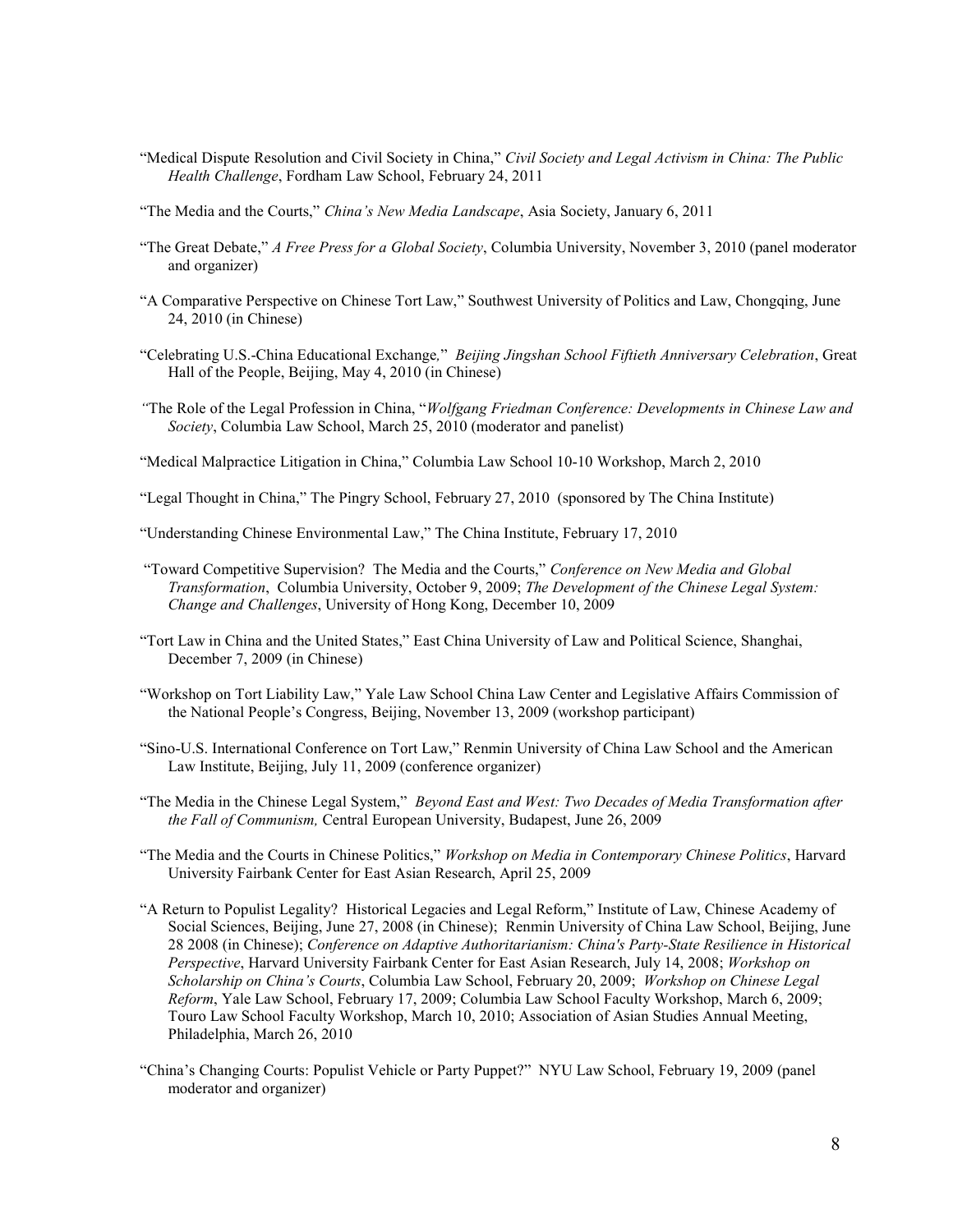"Medical Dispute Resolution and Civil Society in China," *Civil Society and Legal Activism in China: The Public Health Challenge*, Fordham Law School, February 24, 2011

"The Media and the Courts," *China's New Media Landscape*, Asia Society, January 6, 2011

"The Great Debate," *A Free Press for a Global Society*, Columbia University, November 3, 2010 (panel moderator and organizer)

"A Comparative Perspective on Chinese Tort Law," Southwest University of Politics and Law, Chongqing, June 24, 2010 (in Chinese)

"Celebrating U.S.-China Educational Exchange*,*" *Beijing Jingshan School Fiftieth Anniversary Celebration*, Great Hall of the People, Beijing, May 4, 2010 (in Chinese)

*"*The Role of the Legal Profession in China, "*Wolfgang Friedman Conference: Developments in Chinese Law and Society*, Columbia Law School, March 25, 2010 (moderator and panelist)

"Medical Malpractice Litigation in China," Columbia Law School 10-10 Workshop, March 2, 2010

"Legal Thought in China," The Pingry School, February 27, 2010 (sponsored by The China Institute)

"Understanding Chinese Environmental Law," The China Institute, February 17, 2010

"Toward Competitive Supervision? The Media and the Courts," *Conference on New Media and Global Transformation*, Columbia University, October 9, 2009; *The Development of the Chinese Legal System: Change and Challenges*, University of Hong Kong, December 10, 2009

"Tort Law in China and the United States," East China University of Law and Political Science, Shanghai, December 7, 2009 (in Chinese)

"Workshop on Tort Liability Law," Yale Law School China Law Center and Legislative Affairs Commission of the National People's Congress, Beijing, November 13, 2009 (workshop participant)

"Sino-U.S. International Conference on Tort Law," Renmin University of China Law School and the American Law Institute, Beijing, July 11, 2009 (conference organizer)

"The Media in the Chinese Legal System," *Beyond East and West: Two Decades of Media Transformation after the Fall of Communism,* Central European University, Budapest, June 26, 2009

"The Media and the Courts in Chinese Politics," *Workshop on Media in Contemporary Chinese Politics*, Harvard University Fairbank Center for East Asian Research, April 25, 2009

"A Return to Populist Legality? Historical Legacies and Legal Reform," Institute of Law, Chinese Academy of Social Sciences, Beijing, June 27, 2008 (in Chinese); Renmin University of China Law School, Beijing, June 28 2008 (in Chinese); *Conference on Adaptive Authoritarianism: China's Party-State Resilience in Historical Perspective*, Harvard University Fairbank Center for East Asian Research, July 14, 2008; *Workshop on Scholarship on China's Courts*, Columbia Law School, February 20, 2009; *Workshop on Chinese Legal Reform*, Yale Law School, February 17, 2009; Columbia Law School Faculty Workshop, March 6, 2009; Touro Law School Faculty Workshop, March 10, 2010; Association of Asian Studies Annual Meeting, Philadelphia, March 26, 2010

"China's Changing Courts: Populist Vehicle or Party Puppet?" NYU Law School, February 19, 2009 (panel moderator and organizer)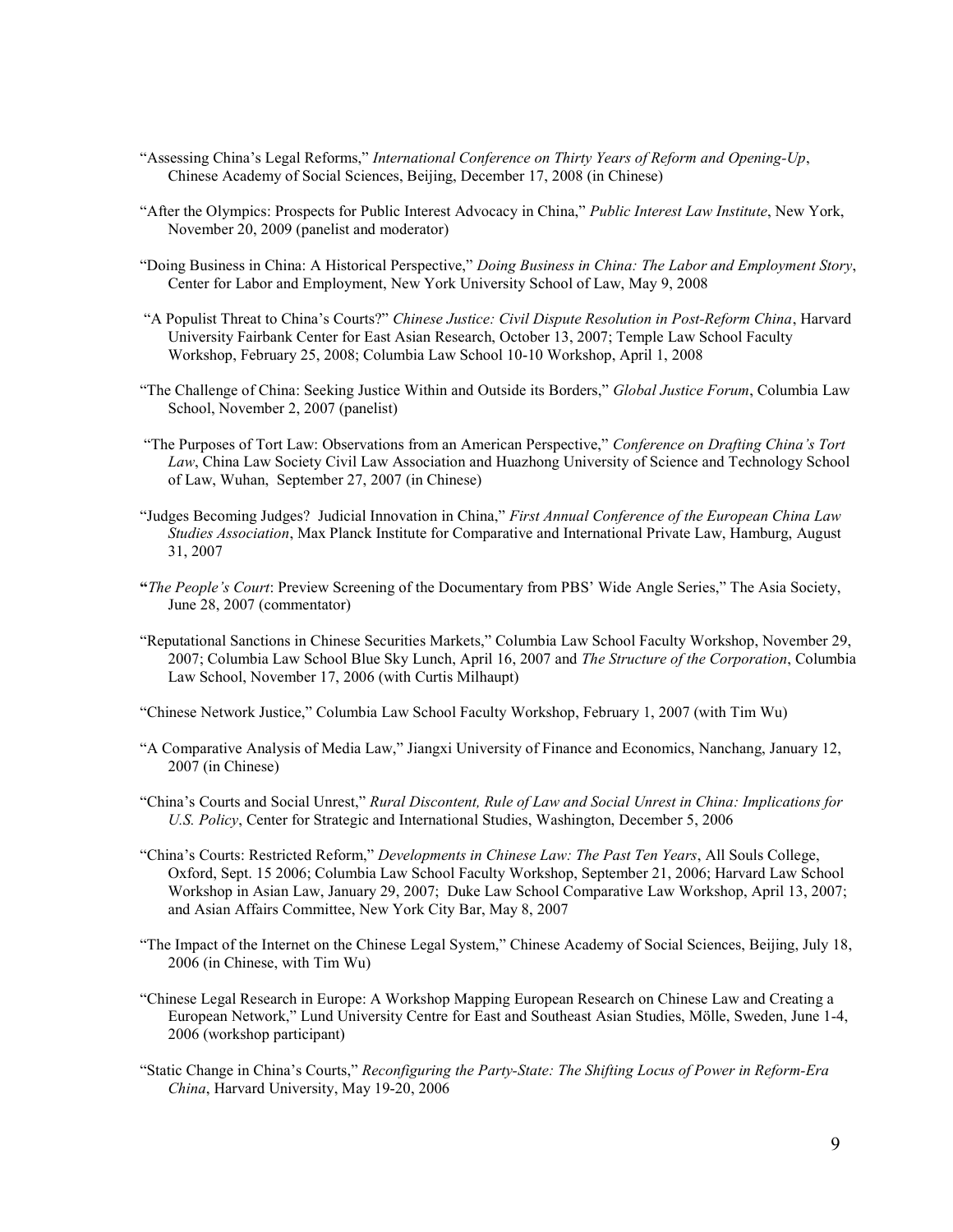"Assessing China's Legal Reforms," *International Conference on Thirty Years of Reform and Opening-Up*, Chinese Academy of Social Sciences, Beijing, December 17, 2008 (in Chinese)

"After the Olympics: Prospects for Public Interest Advocacy in China," *Public Interest Law Institute*, New York, November 20, 2009 (panelist and moderator)

"Doing Business in China: A Historical Perspective," *Doing Business in China: The Labor and Employment Story*, Center for Labor and Employment, New York University School of Law, May 9, 2008

"A Populist Threat to China's Courts?" *Chinese Justice: Civil Dispute Resolution in Post-Reform China*, Harvard University Fairbank Center for East Asian Research, October 13, 2007; Temple Law School Faculty Workshop, February 25, 2008; Columbia Law School 10-10 Workshop, April 1, 2008

"The Challenge of China: Seeking Justice Within and Outside its Borders," *Global Justice Forum*, Columbia Law School, November 2, 2007 (panelist)

"The Purposes of Tort Law: Observations from an American Perspective," *Conference on Drafting China's Tort Law*, China Law Society Civil Law Association and Huazhong University of Science and Technology School of Law, Wuhan, September 27, 2007 (in Chinese)

"Judges Becoming Judges? Judicial Innovation in China," *First Annual Conference of the European China Law Studies Association*, Max Planck Institute for Comparative and International Private Law, Hamburg, August 31, 2007

"*The People's Court*: Preview Screening of the Documentary from PBS' Wide Angle Series," The Asia Society, June 28, 2007 (commentator)

"Reputational Sanctions in Chinese Securities Markets," Columbia Law School Faculty Workshop, November 29, 2007; Columbia Law School Blue Sky Lunch, April 16, 2007 and *The Structure of the Corporation*, Columbia Law School, November 17, 2006 (with Curtis Milhaupt)

"Chinese Network Justice," Columbia Law School Faculty Workshop, February 1, 2007 (with Tim Wu)

"A Comparative Analysis of Media Law," Jiangxi University of Finance and Economics, Nanchang, January 12, 2007 (in Chinese)

"China's Courts and Social Unrest," *Rural Discontent, Rule of Law and Social Unrest in China: Implications for U.S. Policy*, Center for Strategic and International Studies, Washington, December 5, 2006

"China's Courts: Restricted Reform," *Developments in Chinese Law: The Past Ten Years*, All Souls College, Oxford, Sept. 15 2006; Columbia Law School Faculty Workshop, September 21, 2006; Harvard Law School Workshop in Asian Law, January 29, 2007; Duke Law School Comparative Law Workshop, April 13, 2007; and Asian Affairs Committee, New York City Bar, May 8, 2007

"The Impact of the Internet on the Chinese Legal System," Chinese Academy of Social Sciences, Beijing, July 18, 2006 (in Chinese, with Tim Wu)

"Chinese Legal Research in Europe: A Workshop Mapping European Research on Chinese Law and Creating a European Network," Lund University Centre for East and Southeast Asian Studies, Mölle, Sweden, June 1-4, 2006 (workshop participant)

"Static Change in China's Courts," *Reconfiguring the Party-State: The Shifting Locus of Power in Reform-Era China*, Harvard University, May 19-20, 2006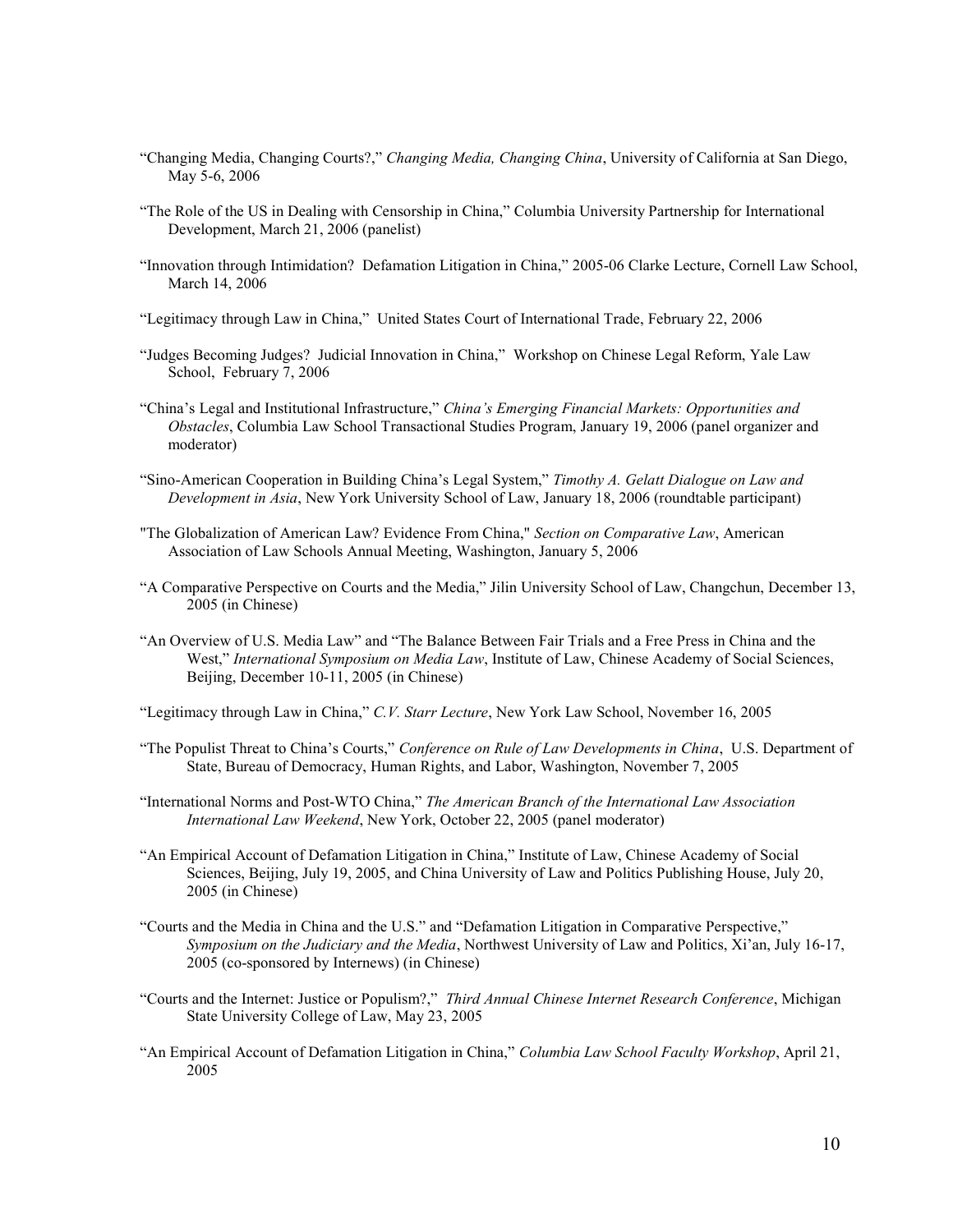"Changing Media, Changing Courts?," *Changing Media, Changing China*, University of California at San Diego, May 5-6, 2006

"The Role of the US in Dealing with Censorship in China," Columbia University Partnership for International Development, March 21, 2006 (panelist)

"Innovation through Intimidation? Defamation Litigation in China," 2005-06 Clarke Lecture, Cornell Law School, March 14, 2006

"Legitimacy through Law in China," United States Court of International Trade, February 22, 2006

"Judges Becoming Judges? Judicial Innovation in China," Workshop on Chinese Legal Reform, Yale Law School, February 7, 2006

"China's Legal and Institutional Infrastructure," *China's Emerging Financial Markets: Opportunities and Obstacles*, Columbia Law School Transactional Studies Program, January 19, 2006 (panel organizer and moderator)

"Sino-American Cooperation in Building China's Legal System," *Timothy A. Gelatt Dialogue on Law and Development in Asia*, New York University School of Law, January 18, 2006 (roundtable participant)

"The Globalization of American Law? Evidence From China," *Section on Comparative Law*, American Association of Law Schools Annual Meeting, Washington, January 5, 2006

"A Comparative Perspective on Courts and the Media," Jilin University School of Law, Changchun, December 13, 2005 (in Chinese)

"An Overview of U.S. Media Law" and "The Balance Between Fair Trials and a Free Press in China and the West," *International Symposium on Media Law*, Institute of Law, Chinese Academy of Social Sciences, Beijing, December 10-11, 2005 (in Chinese)

"Legitimacy through Law in China," *C.V. Starr Lecture*, New York Law School, November 16, 2005

"The Populist Threat to China's Courts," *Conference on Rule of Law Developments in China*, U.S. Department of State, Bureau of Democracy, Human Rights, and Labor, Washington, November 7, 2005

"International Norms and Post-WTO China," *The American Branch of the International Law Association International Law Weekend*, New York, October 22, 2005 (panel moderator)

"An Empirical Account of Defamation Litigation in China," Institute of Law, Chinese Academy of Social Sciences, Beijing, July 19, 2005, and China University of Law and Politics Publishing House, July 20, 2005 (in Chinese)

"Courts and the Media in China and the U.S." and "Defamation Litigation in Comparative Perspective," *Symposium on the Judiciary and the Media*, Northwest University of Law and Politics, Xi'an, July 16-17, 2005 (co-sponsored by Internews) (in Chinese)

"Courts and the Internet: Justice or Populism?," *Third Annual Chinese Internet Research Conference*, Michigan State University College of Law, May 23, 2005

"An Empirical Account of Defamation Litigation in China," *Columbia Law School Faculty Workshop*, April 21, 2005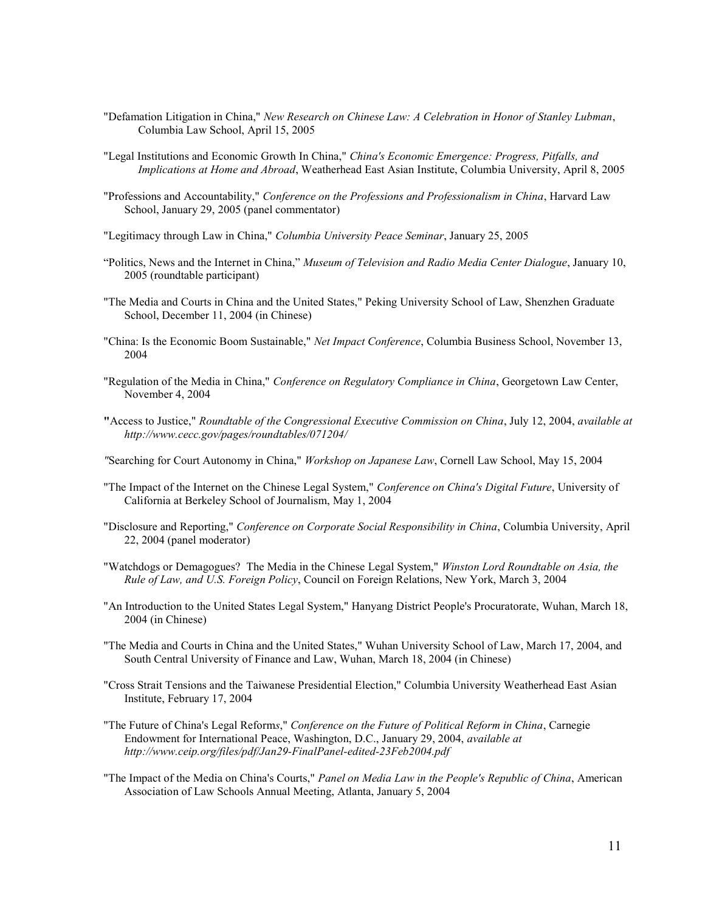"Defamation Litigation in China," *New Research on Chinese Law: A Celebration in Honor of Stanley Lubman*, Columbia Law School, April 15, 2005

"Legal Institutions and Economic Growth In China," *China's Economic Emergence: Progress, Pitfalls, and Implications at Home and Abroad*, Weatherhead East Asian Institute, Columbia University, April 8, 2005

"Professions and Accountability," *Conference on the Professions and Professionalism in China*, Harvard Law School, January 29, 2005 (panel commentator)

"Legitimacy through Law in China," *Columbia University Peace Seminar*, January 25, 2005

"Politics, News and the Internet in China," *Museum of Television and Radio Media Center Dialogue*, January 10, 2005 (roundtable participant)

"The Media and Courts in China and the United States," Peking University School of Law, Shenzhen Graduate School, December 11, 2004 (in Chinese)

"China: Is the Economic Boom Sustainable," *Net Impact Conference*, Columbia Business School, November 13, 2004

"Regulation of the Media in China," *Conference on Regulatory Compliance in China*, Georgetown Law Center, November 4, 2004

"Access to Justice," *Roundtable of the Congressional Executive Commission on China*, July 12, 2004, *available at http://www.cecc.gov/pages/roundtables/071204/*

"Searching for Court Autonomy in China," *Workshop on Japanese Law*, Cornell Law School, May 15, 2004

"The Impact of the Internet on the Chinese Legal System," *Conference on China's Digital Future*, University of California at Berkeley School of Journalism, May 1, 2004

"Disclosure and Reporting," *Conference on Corporate Social Responsibility in China*, Columbia University, April 22, 2004 (panel moderator)

"Watchdogs or Demagogues? The Media in the Chinese Legal System," *Winston Lord Roundtable on Asia, the Rule of Law, and U.S. Foreign Policy*, Council on Foreign Relations, New York, March 3, 2004

"An Introduction to the United States Legal System," Hanyang District People's Procuratorate, Wuhan, March 18, 2004 (in Chinese)

"The Media and Courts in China and the United States," Wuhan University School of Law, March 17, 2004, and South Central University of Finance and Law, Wuhan, March 18, 2004 (in Chinese)

"Cross Strait Tensions and the Taiwanese Presidential Election," Columbia University Weatherhead East Asian Institute, February 17, 2004

"The Future of China's Legal Reforms," *Conference on the Future of Political Reform in China*, Carnegie Endowment for International Peace, Washington, D.C., January 29, 2004, *available at http://www.ceip.org/files/pdf/Jan29-FinalPanel-edited-23Feb2004.pdf*

"The Impact of the Media on China's Courts," *Panel on Media Law in the People's Republic of China*, American Association of Law Schools Annual Meeting, Atlanta, January 5, 2004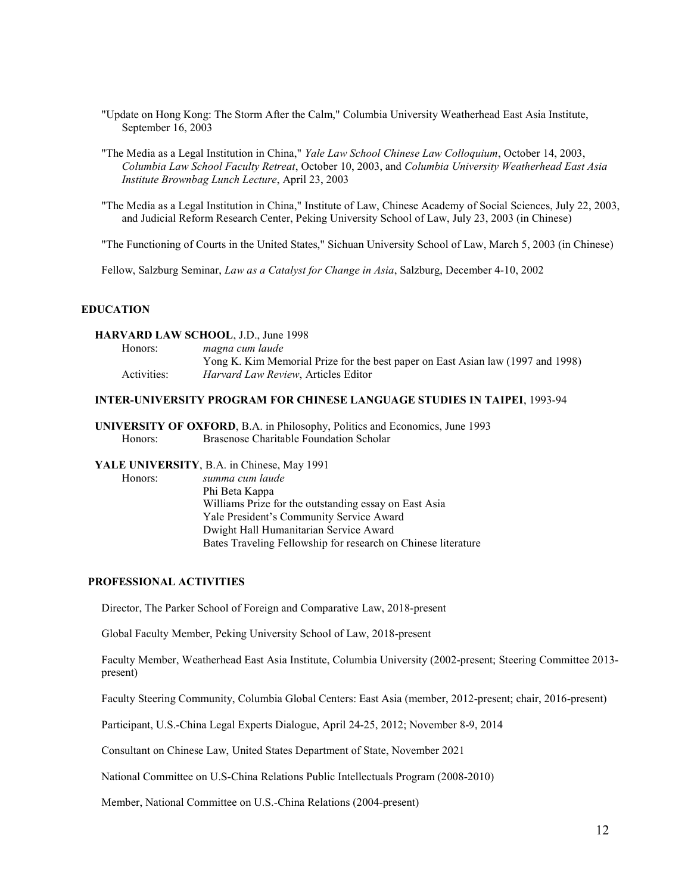"Update on Hong Kong: The Storm After the Calm," Columbia University Weatherhead East Asia Institute, September 16, 2003

"The Media as a Legal Institution in China," *Yale Law School Chinese Law Colloquium*, October 14, 2003, *Columbia Law School Faculty Retreat*, October 10, 2003, and *Columbia University Weatherhead East Asia Institute Brownbag Lunch Lecture*, April 23, 2003

"The Media as a Legal Institution in China," Institute of Law, Chinese Academy of Social Sciences, July 22, 2003, and Judicial Reform Research Center, Peking University School of Law, July 23, 2003 (in Chinese)

"The Functioning of Courts in the United States," Sichuan University School of Law, March 5, 2003 (in Chinese)

Fellow, Salzburg Seminar, *Law as a Catalyst for Change in Asia*, Salzburg, December 4-10, 2002

## EDUCATION

**HARVARD LAW SCHOOL**, J.D., June 1998

Honors: *magna cum laude*
Yong K. Kim Memorial Prize for the best paper on East Asian law (1997 and 1998)

Activities: *Harvard Law Review*, Articles Editor

**INTER-UNIVERSITY PROGRAM FOR CHINESE LANGUAGE STUDIES IN TAIPEI**, 1993-94

**UNIVERSITY OF OXFORD**, B.A. in Philosophy, Politics and Economics, June 1993

Honors: Brasenose Charitable Foundation Scholar

**YALE UNIVERSITY**, B.A. in Chinese, May 1991

Honors: *summa cum laude*
Phi Beta Kappa
Williams Prize for the outstanding essay on East Asia
Yale President's Community Service Award
Dwight Hall Humanitarian Service Award
Bates Traveling Fellowship for research on Chinese literature

## PROFESSIONAL ACTIVITIES

Director, The Parker School of Foreign and Comparative Law, 2018-present

Global Faculty Member, Peking University School of Law, 2018-present

Faculty Member, Weatherhead East Asia Institute, Columbia University (2002-present; Steering Committee 2013-present)

Faculty Steering Community, Columbia Global Centers: East Asia (member, 2012-present; chair, 2016-present)

Participant, U.S.-China Legal Experts Dialogue, April 24-25, 2012; November 8-9, 2014

Consultant on Chinese Law, United States Department of State, November 2021

National Committee on U.S-China Relations Public Intellectuals Program (2008-2010)

Member, National Committee on U.S.-China Relations (2004-present)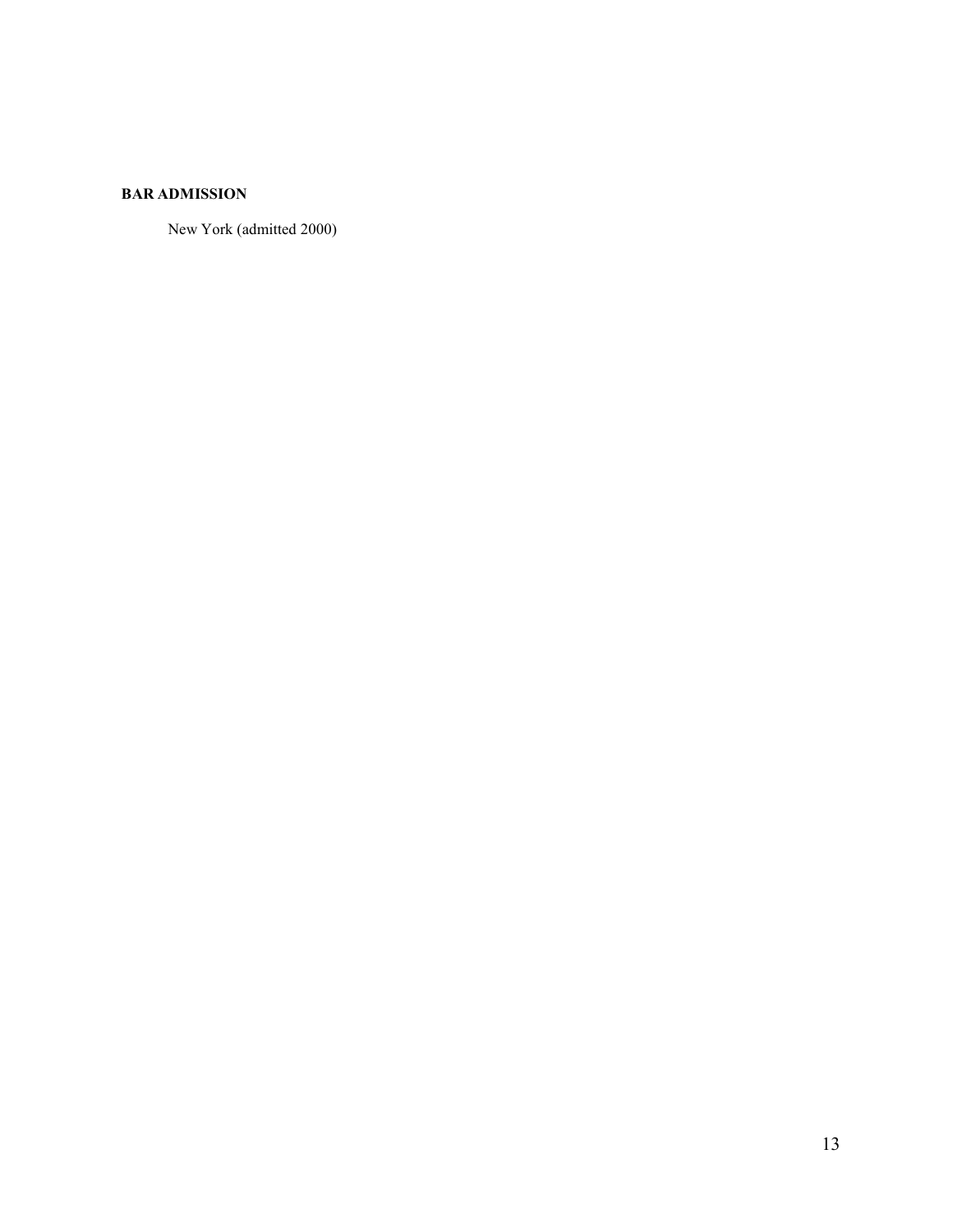**BAR ADMISSION**

New York (admitted 2000)